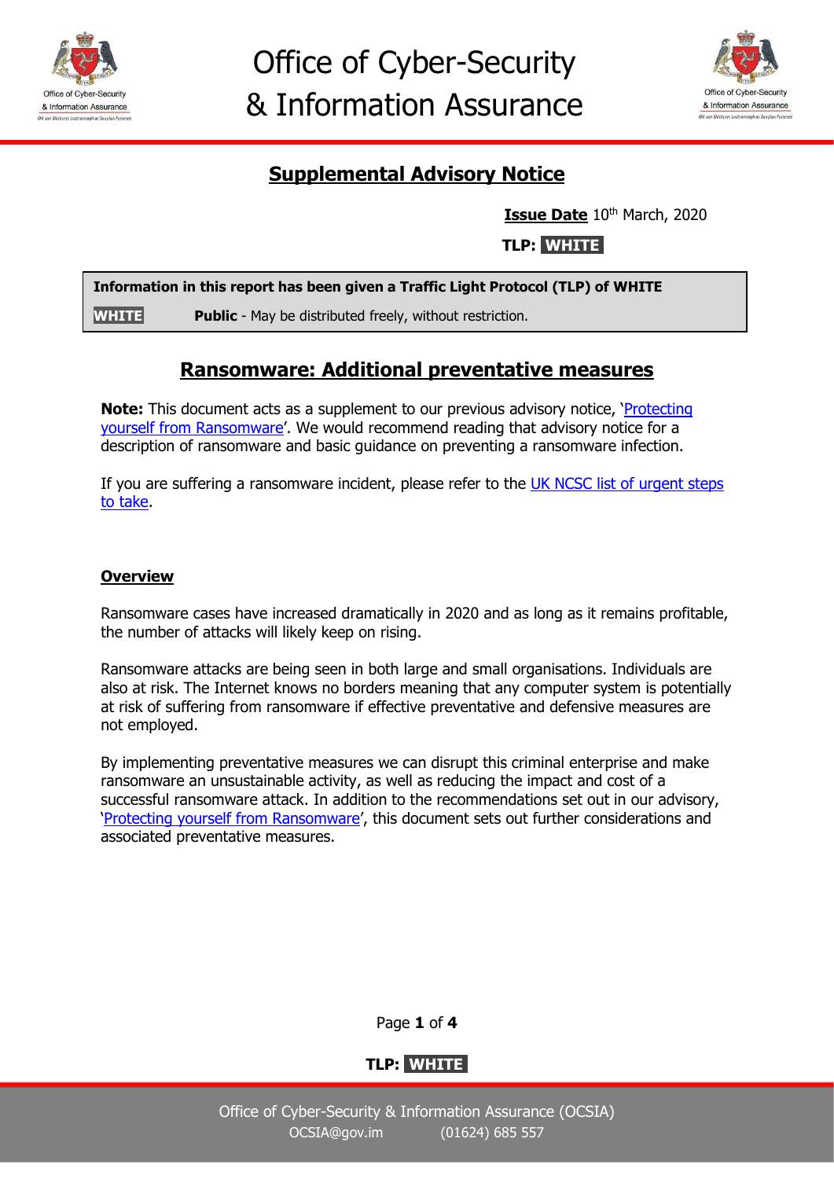# Office of Cyber-Security & Information Assurance

## Supplemental Advisory Notice

**Issue Date** 10th March, 2020

**TLP: WHITE**

| **Information in this report has been given a Traffic Light Protocol (TLP) of WHITE** | |
| --- | --- |
| **WHITE** | **Public** - May be distributed freely, without restriction. |

## Ransomware: Additional preventative measures

**Note:** This document acts as a supplement to our previous advisory notice, 'Protecting yourself from Ransomware'. We would recommend reading that advisory notice for a description of ransomware and basic guidance on preventing a ransomware infection.

If you are suffering a ransomware incident, please refer to the UK NCSC list of urgent steps to take.

### Overview

Ransomware cases have increased dramatically in 2020 and as long as it remains profitable, the number of attacks will likely keep on rising.

Ransomware attacks are being seen in both large and small organisations. Individuals are also at risk. The Internet knows no borders meaning that any computer system is potentially at risk of suffering from ransomware if effective preventative and defensive measures are not employed.

By implementing preventative measures we can disrupt this criminal enterprise and make ransomware an unsustainable activity, as well as reducing the impact and cost of a successful ransomware attack. In addition to the recommendations set out in our advisory, 'Protecting yourself from Ransomware', this document sets out further considerations and associated preventative measures.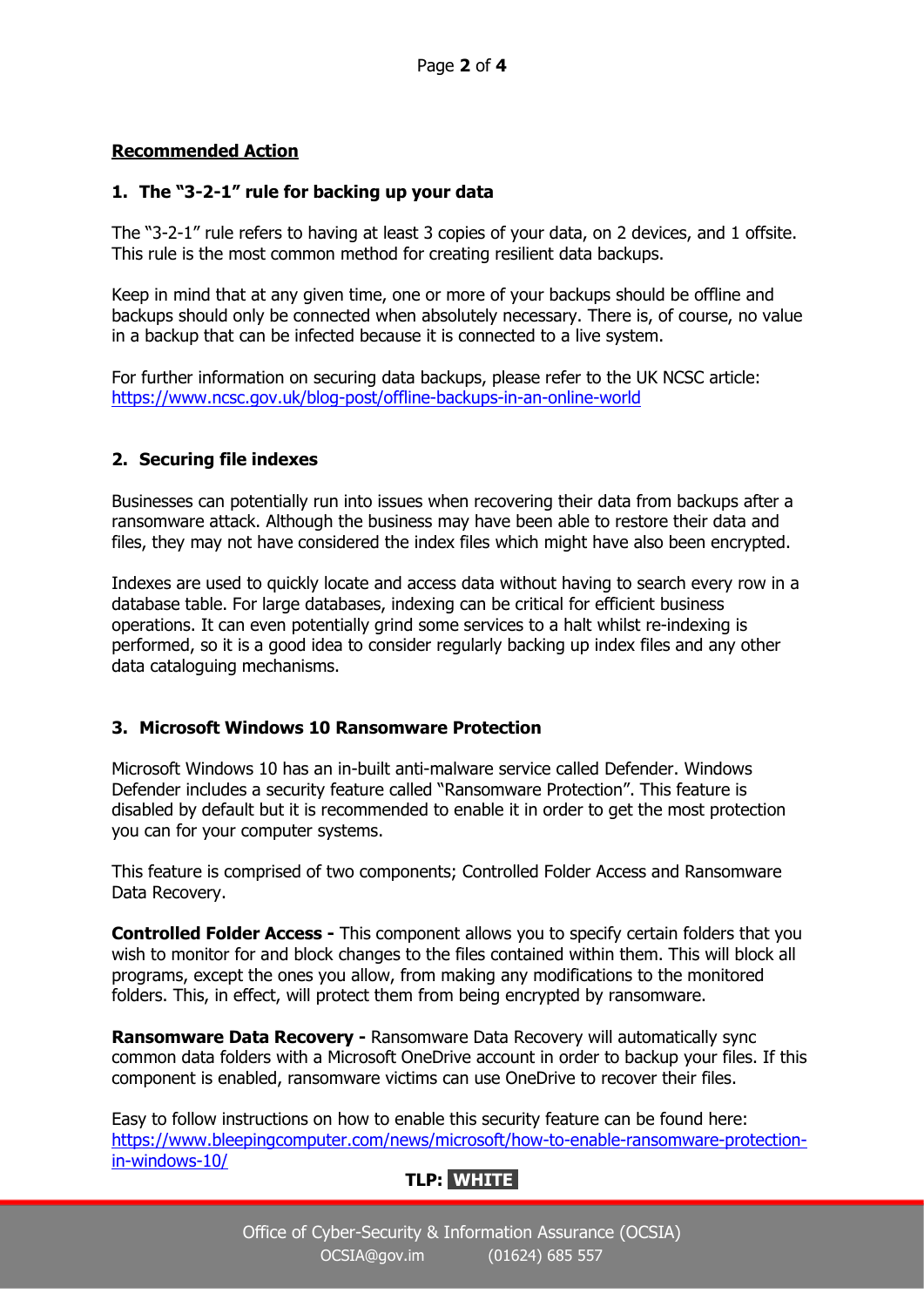## Recommended Action

### 1. The “3-2-1” rule for backing up your data

The “3-2-1” rule refers to having at least 3 copies of your data, on 2 devices, and 1 offsite. This rule is the most common method for creating resilient data backups.

Keep in mind that at any given time, one or more of your backups should be offline and backups should only be connected when absolutely necessary. There is, of course, no value in a backup that can be infected because it is connected to a live system.

For further information on securing data backups, please refer to the UK NCSC article: https://www.ncsc.gov.uk/blog-post/offline-backups-in-an-online-world

### 2. Securing file indexes

Businesses can potentially run into issues when recovering their data from backups after a ransomware attack. Although the business may have been able to restore their data and files, they may not have considered the index files which might have also been encrypted.

Indexes are used to quickly locate and access data without having to search every row in a database table. For large databases, indexing can be critical for efficient business operations. It can even potentially grind some services to a halt whilst re-indexing is performed, so it is a good idea to consider regularly backing up index files and any other data cataloguing mechanisms.

### 3. Microsoft Windows 10 Ransomware Protection

Microsoft Windows 10 has an in-built anti-malware service called Defender. Windows Defender includes a security feature called “Ransomware Protection”. This feature is disabled by default but it is recommended to enable it in order to get the most protection you can for your computer systems.

This feature is comprised of two components; Controlled Folder Access and Ransomware Data Recovery.

**Controlled Folder Access -** This component allows you to specify certain folders that you wish to monitor for and block changes to the files contained within them. This will block all programs, except the ones you allow, from making any modifications to the monitored folders. This, in effect, will protect them from being encrypted by ransomware.

**Ransomware Data Recovery -** Ransomware Data Recovery will automatically sync common data folders with a Microsoft OneDrive account in order to backup your files. If this component is enabled, ransomware victims can use OneDrive to recover their files.

Easy to follow instructions on how to enable this security feature can be found here: https://www.bleepingcomputer.com/news/microsoft/how-to-enable-ransomware-protection-in-windows-10/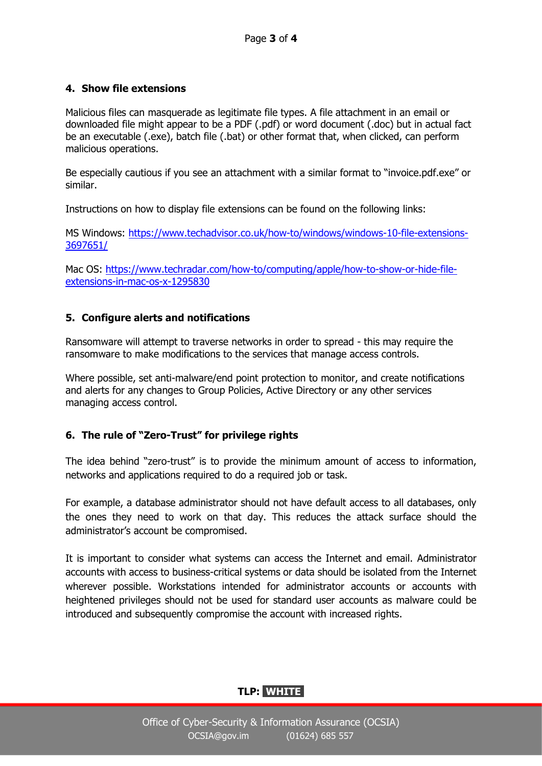## 4. Show file extensions

Malicious files can masquerade as legitimate file types. A file attachment in an email or downloaded file might appear to be a PDF (.pdf) or word document (.doc) but in actual fact be an executable (.exe), batch file (.bat) or other format that, when clicked, can perform malicious operations.

Be especially cautious if you see an attachment with a similar format to "invoice.pdf.exe" or similar.

Instructions on how to display file extensions can be found on the following links:

MS Windows: [https://www.techadvisor.co.uk/how-to/windows/windows-10-file-extensions-3697651/](https://www.techadvisor.co.uk/how-to/windows/windows-10-file-extensions-3697651/)

Mac OS: [https://www.techradar.com/how-to/computing/apple/how-to-show-or-hide-file-extensions-in-mac-os-x-1295830](https://www.techradar.com/how-to/computing/apple/how-to-show-or-hide-file-extensions-in-mac-os-x-1295830)

## 5. Configure alerts and notifications

Ransomware will attempt to traverse networks in order to spread - this may require the ransomware to make modifications to the services that manage access controls.

Where possible, set anti-malware/end point protection to monitor, and create notifications and alerts for any changes to Group Policies, Active Directory or any other services managing access control.

## 6. The rule of "Zero-Trust" for privilege rights

The idea behind "zero-trust" is to provide the minimum amount of access to information, networks and applications required to do a required job or task.

For example, a database administrator should not have default access to all databases, only the ones they need to work on that day. This reduces the attack surface should the administrator's account be compromised.

It is important to consider what systems can access the Internet and email. Administrator accounts with access to business-critical systems or data should be isolated from the Internet wherever possible. Workstations intended for administrator accounts or accounts with heightened privileges should not be used for standard user accounts as malware could be introduced and subsequently compromise the account with increased rights.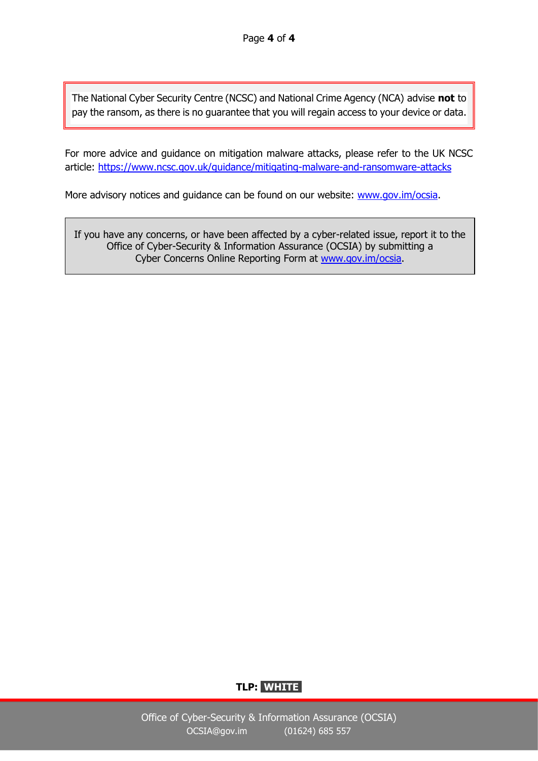The National Cyber Security Centre (NCSC) and National Crime Agency (NCA) advise **not** to pay the ransom, as there is no guarantee that you will regain access to your device or data.

For more advice and guidance on mitigation malware attacks, please refer to the UK NCSC article: https://www.ncsc.gov.uk/guidance/mitigating-malware-and-ransomware-attacks

More advisory notices and guidance can be found on our website: www.gov.im/ocsia.

If you have any concerns, or have been affected by a cyber-related issue, report it to the Office of Cyber-Security & Information Assurance (OCSIA) by submitting a Cyber Concerns Online Reporting Form at www.gov.im/ocsia.

**TLP: WHITE**

Office of Cyber-Security & Information Assurance (OCSIA)
OCSIA@gov.im (01624) 685 557